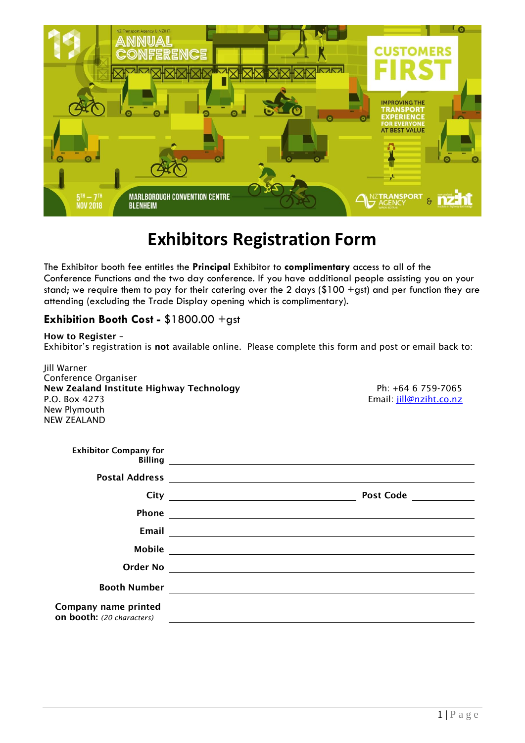# Exhibitors Registration Form

The Exhibitor booth fee entitles the **Principal** Exhibitor to **complimentary** access to all of the Conference Functions and the two day conference. If you have additional people assisting you on your stand; we require them to pay for their catering over the 2 days ($100 +gst) and per function they are attending (excluding the Trade Display opening which is complimentary).

## Exhibition Booth Cost - $1800.00 +gst

**How to Register** –
Exhibitor's registration is **not** available online. Please complete this form and post or email back to:

Jill Warner
Conference Organiser
**New Zealand Institute Highway Technology**
P.O. Box 4273
New Plymouth
NEW ZEALAND

Ph: +64 6 759-7065
Email: jill@nziht.co.nz

**Exhibitor Company for Billing** ______________________________

**Postal Address** ______________________________

**City** ____________________ **Post Code** __________

**Phone** ______________________________

**Email** ______________________________

**Mobile** ______________________________

**Order No** ______________________________

**Booth Number** ______________________________

**Company name printed on booth:** *(20 characters)* ______________________________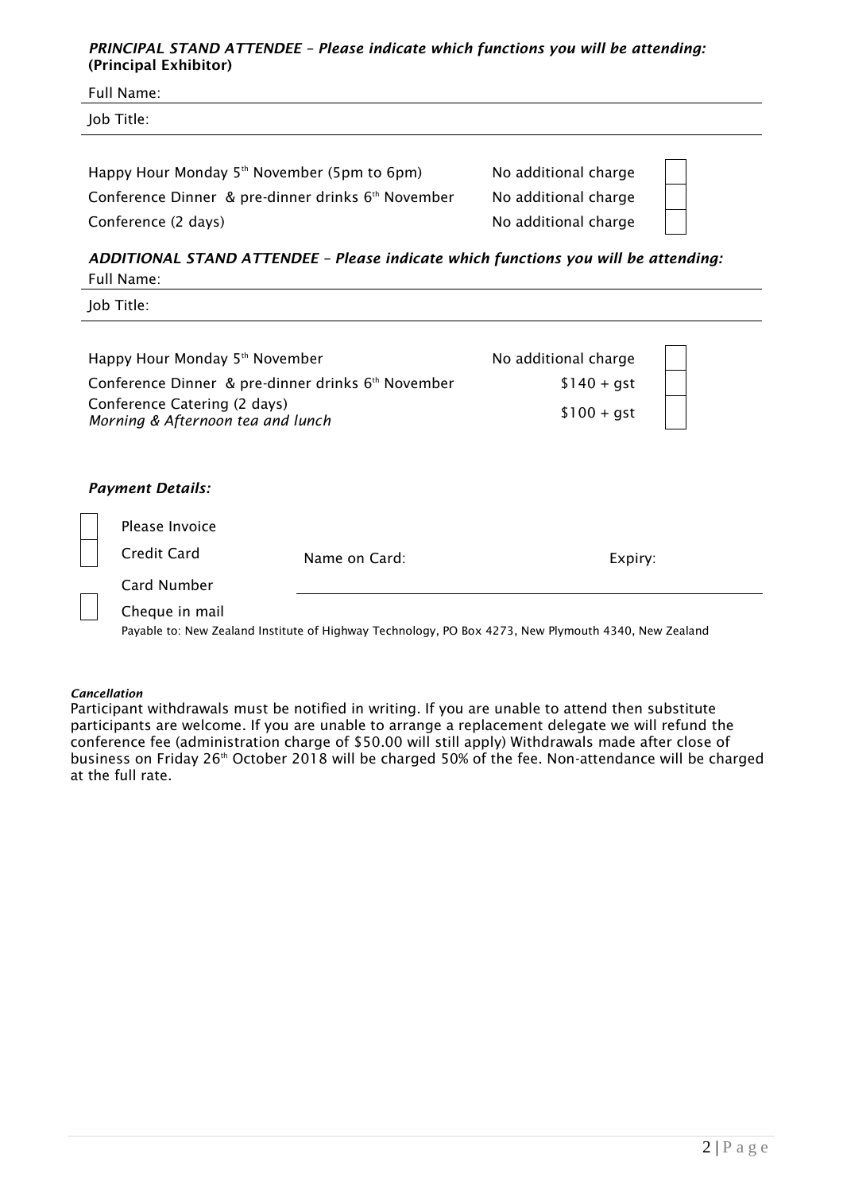**_PRINCIPAL STAND ATTENDEE – Please indicate which functions you will be attending:_**
**(Principal Exhibitor)**

Full Name:

Job Title:

| | | |
|---|---|---|
| Happy Hour Monday 5th November (5pm to 6pm) | No additional charge | ☐ |
| Conference Dinner & pre-dinner drinks 6th November | No additional charge | ☐ |
| Conference (2 days) | No additional charge | ☐ |

**_ADDITIONAL STAND ATTENDEE – Please indicate which functions you will be attending:_**

Full Name:

Job Title:

| | | |
|---|---|---|
| Happy Hour Monday 5th November | No additional charge | ☐ |
| Conference Dinner & pre-dinner drinks 6th November | $140 + gst | ☐ |
| Conference Catering (2 days) *Morning & Afternoon tea and lunch* | $100 + gst | ☐ |

**_Payment Details:_**

☐ Please Invoice

☐ Credit Card Name on Card: Expiry:

Card Number

☐ Cheque in mail

Payable to: New Zealand Institute of Highway Technology, PO Box 4273, New Plymouth 4340, New Zealand

**_Cancellation_**

Participant withdrawals must be notified in writing. If you are unable to attend then substitute participants are welcome. If you are unable to arrange a replacement delegate we will refund the conference fee (administration charge of $50.00 will still apply) Withdrawals made after close of business on Friday 26th October 2018 will be charged 50% of the fee. Non-attendance will be charged at the full rate.